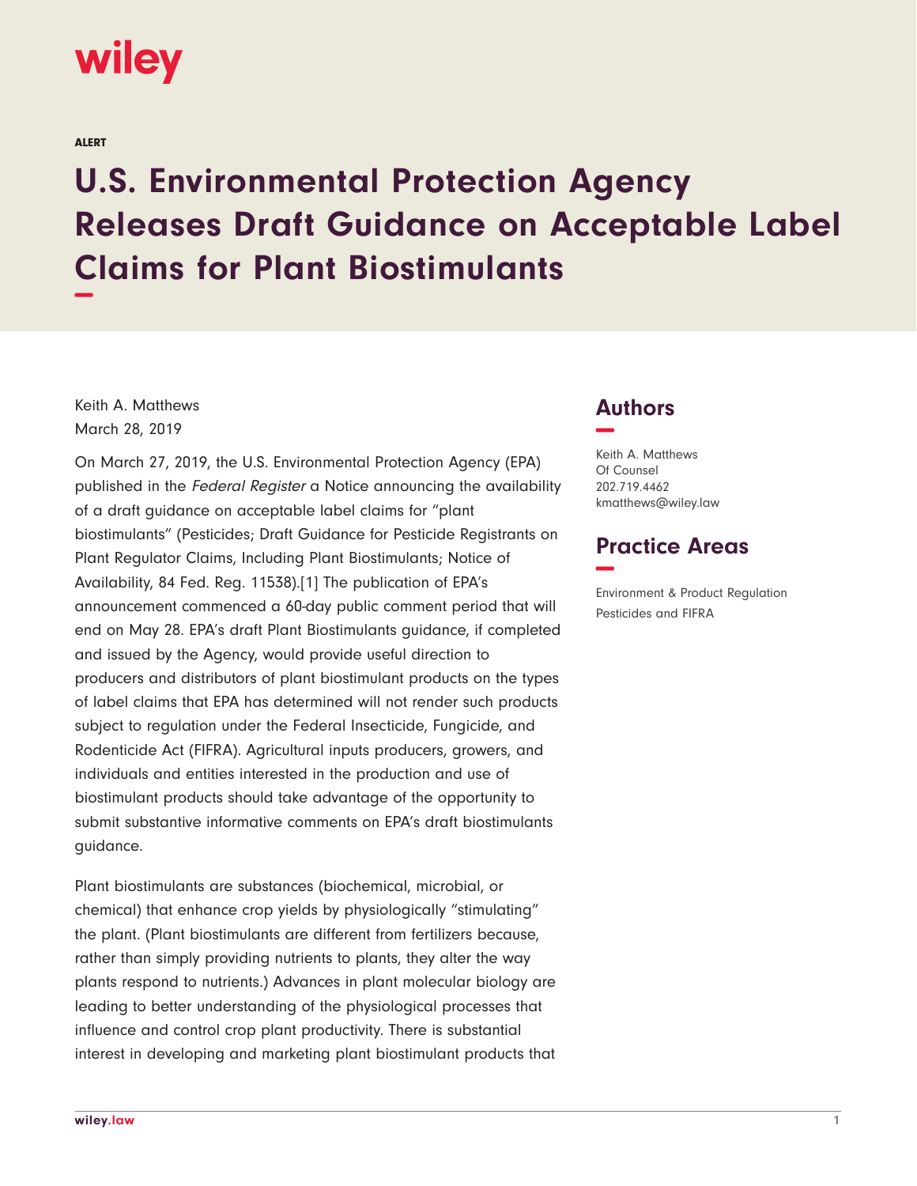wiley

ALERT

# U.S. Environmental Protection Agency Releases Draft Guidance on Acceptable Label Claims for Plant Biostimulants

Keith A. Matthews
March 28, 2019

On March 27, 2019, the U.S. Environmental Protection Agency (EPA) published in the *Federal Register* a Notice announcing the availability of a draft guidance on acceptable label claims for "plant biostimulants" (Pesticides; Draft Guidance for Pesticide Registrants on Plant Regulator Claims, Including Plant Biostimulants; Notice of Availability, 84 Fed. Reg. 11538).[1] The publication of EPA's announcement commenced a 60-day public comment period that will end on May 28. EPA's draft Plant Biostimulants guidance, if completed and issued by the Agency, would provide useful direction to producers and distributors of plant biostimulant products on the types of label claims that EPA has determined will not render such products subject to regulation under the Federal Insecticide, Fungicide, and Rodenticide Act (FIFRA). Agricultural inputs producers, growers, and individuals and entities interested in the production and use of biostimulant products should take advantage of the opportunity to submit substantive informative comments on EPA's draft biostimulants guidance.

Plant biostimulants are substances (biochemical, microbial, or chemical) that enhance crop yields by physiologically "stimulating" the plant. (Plant biostimulants are different from fertilizers because, rather than simply providing nutrients to plants, they alter the way plants respond to nutrients.) Advances in plant molecular biology are leading to better understanding of the physiological processes that influence and control crop plant productivity. There is substantial interest in developing and marketing plant biostimulant products that

## Authors

Keith A. Matthews
Of Counsel
202.719.4462
kmatthews@wiley.law

## Practice Areas

Environment & Product Regulation
Pesticides and FIFRA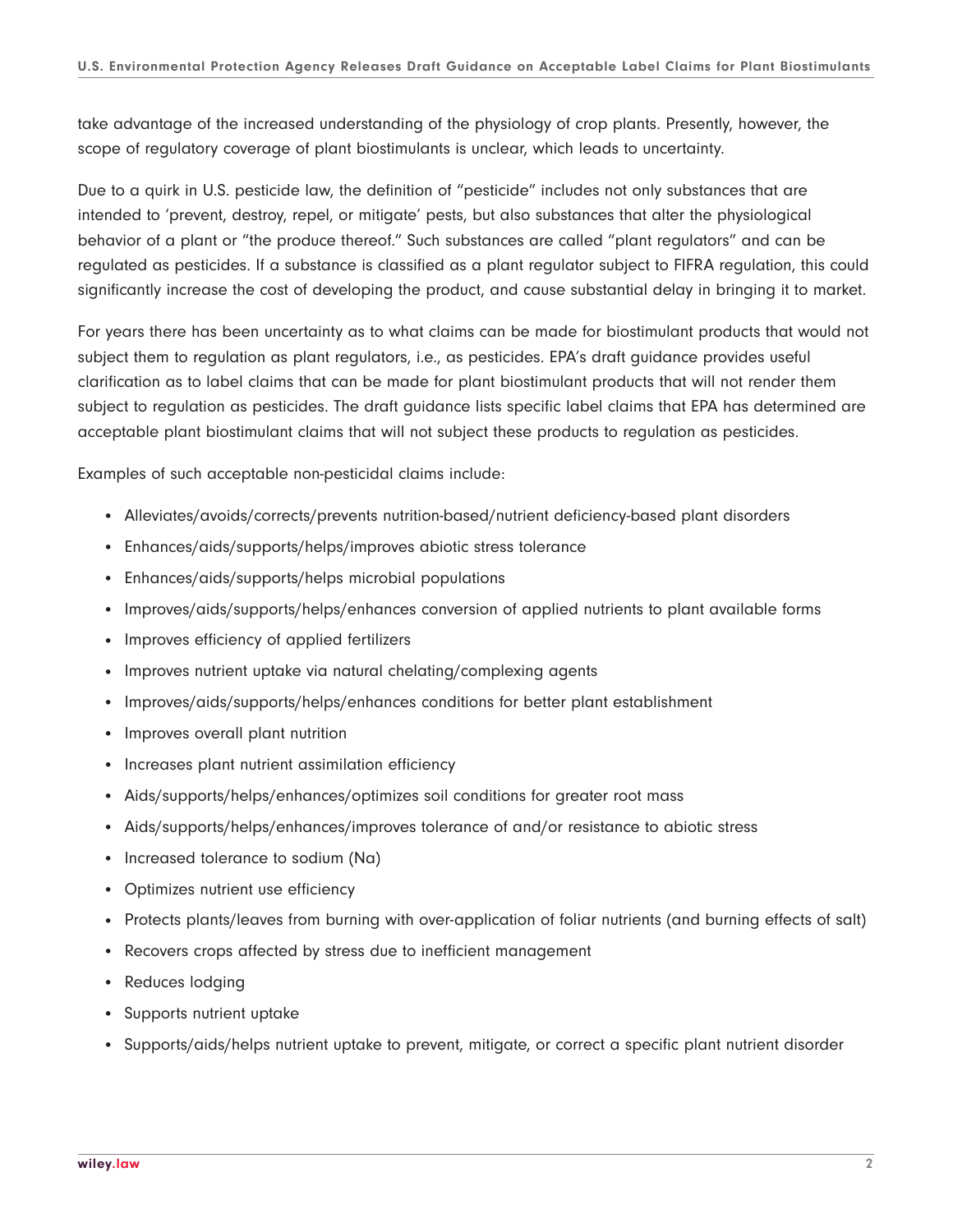take advantage of the increased understanding of the physiology of crop plants. Presently, however, the scope of regulatory coverage of plant biostimulants is unclear, which leads to uncertainty.

Due to a quirk in U.S. pesticide law, the definition of "pesticide" includes not only substances that are intended to 'prevent, destroy, repel, or mitigate' pests, but also substances that alter the physiological behavior of a plant or "the produce thereof." Such substances are called "plant regulators" and can be regulated as pesticides. If a substance is classified as a plant regulator subject to FIFRA regulation, this could significantly increase the cost of developing the product, and cause substantial delay in bringing it to market.

For years there has been uncertainty as to what claims can be made for biostimulant products that would not subject them to regulation as plant regulators, i.e., as pesticides. EPA's draft guidance provides useful clarification as to label claims that can be made for plant biostimulant products that will not render them subject to regulation as pesticides. The draft guidance lists specific label claims that EPA has determined are acceptable plant biostimulant claims that will not subject these products to regulation as pesticides.

Examples of such acceptable non-pesticidal claims include:

- Alleviates/avoids/corrects/prevents nutrition-based/nutrient deficiency-based plant disorders
- Enhances/aids/supports/helps/improves abiotic stress tolerance
- Enhances/aids/supports/helps microbial populations
- Improves/aids/supports/helps/enhances conversion of applied nutrients to plant available forms
- Improves efficiency of applied fertilizers
- Improves nutrient uptake via natural chelating/complexing agents
- Improves/aids/supports/helps/enhances conditions for better plant establishment
- Improves overall plant nutrition
- Increases plant nutrient assimilation efficiency
- Aids/supports/helps/enhances/optimizes soil conditions for greater root mass
- Aids/supports/helps/enhances/improves tolerance of and/or resistance to abiotic stress
- Increased tolerance to sodium (Na)
- Optimizes nutrient use efficiency
- Protects plants/leaves from burning with over-application of foliar nutrients (and burning effects of salt)
- Recovers crops affected by stress due to inefficient management
- Reduces lodging
- Supports nutrient uptake
- Supports/aids/helps nutrient uptake to prevent, mitigate, or correct a specific plant nutrient disorder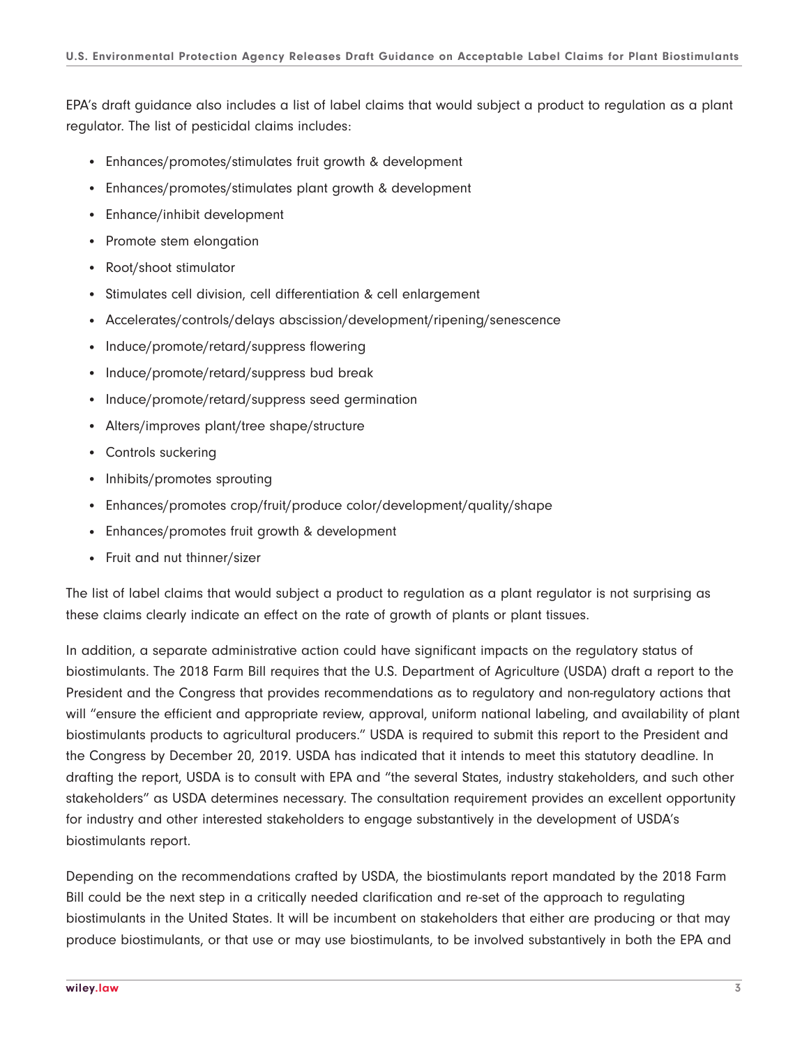EPA's draft guidance also includes a list of label claims that would subject a product to regulation as a plant regulator. The list of pesticidal claims includes:

- Enhances/promotes/stimulates fruit growth & development
- Enhances/promotes/stimulates plant growth & development
- Enhance/inhibit development
- Promote stem elongation
- Root/shoot stimulator
- Stimulates cell division, cell differentiation & cell enlargement
- Accelerates/controls/delays abscission/development/ripening/senescence
- Induce/promote/retard/suppress flowering
- Induce/promote/retard/suppress bud break
- Induce/promote/retard/suppress seed germination
- Alters/improves plant/tree shape/structure
- Controls suckering
- Inhibits/promotes sprouting
- Enhances/promotes crop/fruit/produce color/development/quality/shape
- Enhances/promotes fruit growth & development
- Fruit and nut thinner/sizer

The list of label claims that would subject a product to regulation as a plant regulator is not surprising as these claims clearly indicate an effect on the rate of growth of plants or plant tissues.

In addition, a separate administrative action could have significant impacts on the regulatory status of biostimulants. The 2018 Farm Bill requires that the U.S. Department of Agriculture (USDA) draft a report to the President and the Congress that provides recommendations as to regulatory and non-regulatory actions that will "ensure the efficient and appropriate review, approval, uniform national labeling, and availability of plant biostimulants products to agricultural producers." USDA is required to submit this report to the President and the Congress by December 20, 2019. USDA has indicated that it intends to meet this statutory deadline. In drafting the report, USDA is to consult with EPA and "the several States, industry stakeholders, and such other stakeholders" as USDA determines necessary. The consultation requirement provides an excellent opportunity for industry and other interested stakeholders to engage substantively in the development of USDA's biostimulants report.

Depending on the recommendations crafted by USDA, the biostimulants report mandated by the 2018 Farm Bill could be the next step in a critically needed clarification and re-set of the approach to regulating biostimulants in the United States. It will be incumbent on stakeholders that either are producing or that may produce biostimulants, or that use or may use biostimulants, to be involved substantively in both the EPA and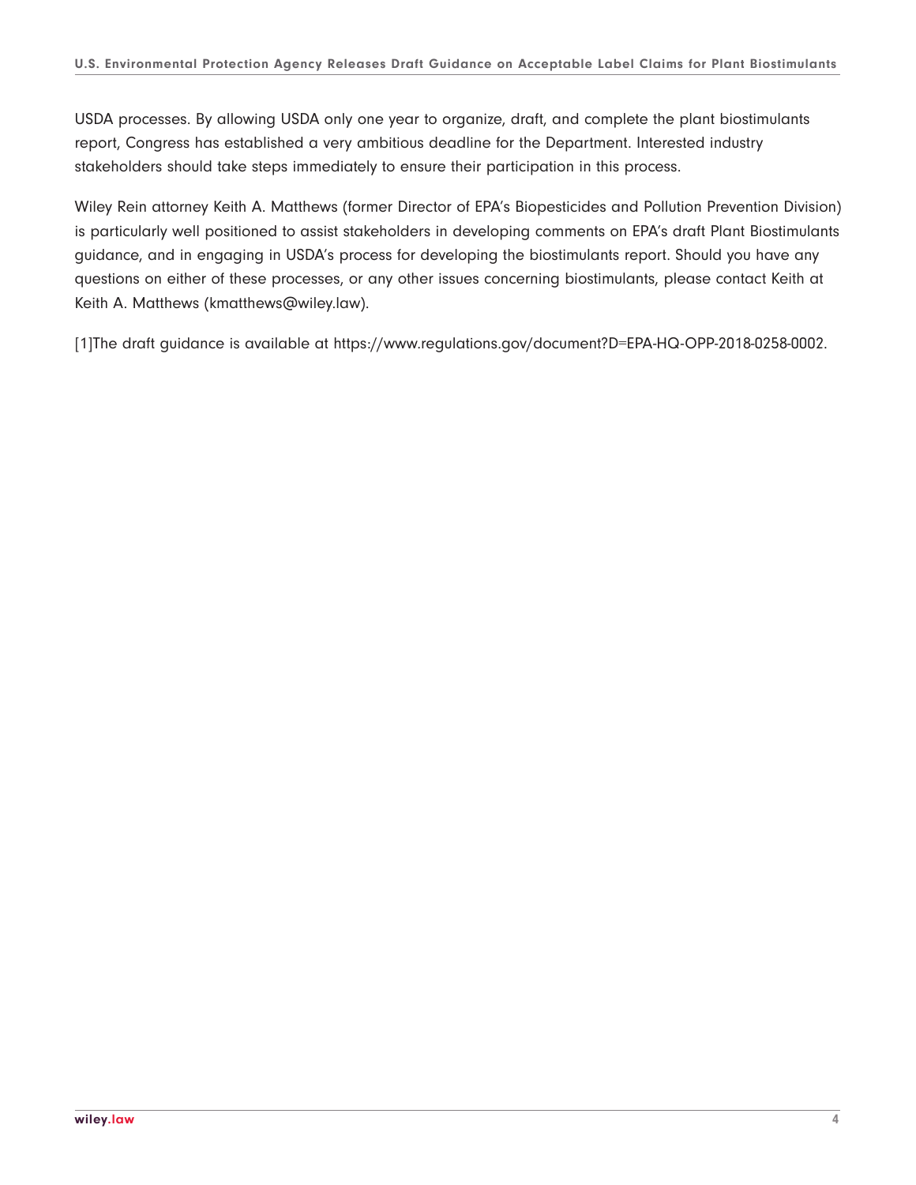USDA processes. By allowing USDA only one year to organize, draft, and complete the plant biostimulants report, Congress has established a very ambitious deadline for the Department. Interested industry stakeholders should take steps immediately to ensure their participation in this process.

Wiley Rein attorney Keith A. Matthews (former Director of EPA's Biopesticides and Pollution Prevention Division) is particularly well positioned to assist stakeholders in developing comments on EPA's draft Plant Biostimulants guidance, and in engaging in USDA's process for developing the biostimulants report. Should you have any questions on either of these processes, or any other issues concerning biostimulants, please contact Keith at Keith A. Matthews (kmatthews@wiley.law).

[1]The draft guidance is available at https://www.regulations.gov/document?D=EPA-HQ-OPP-2018-0258-0002.